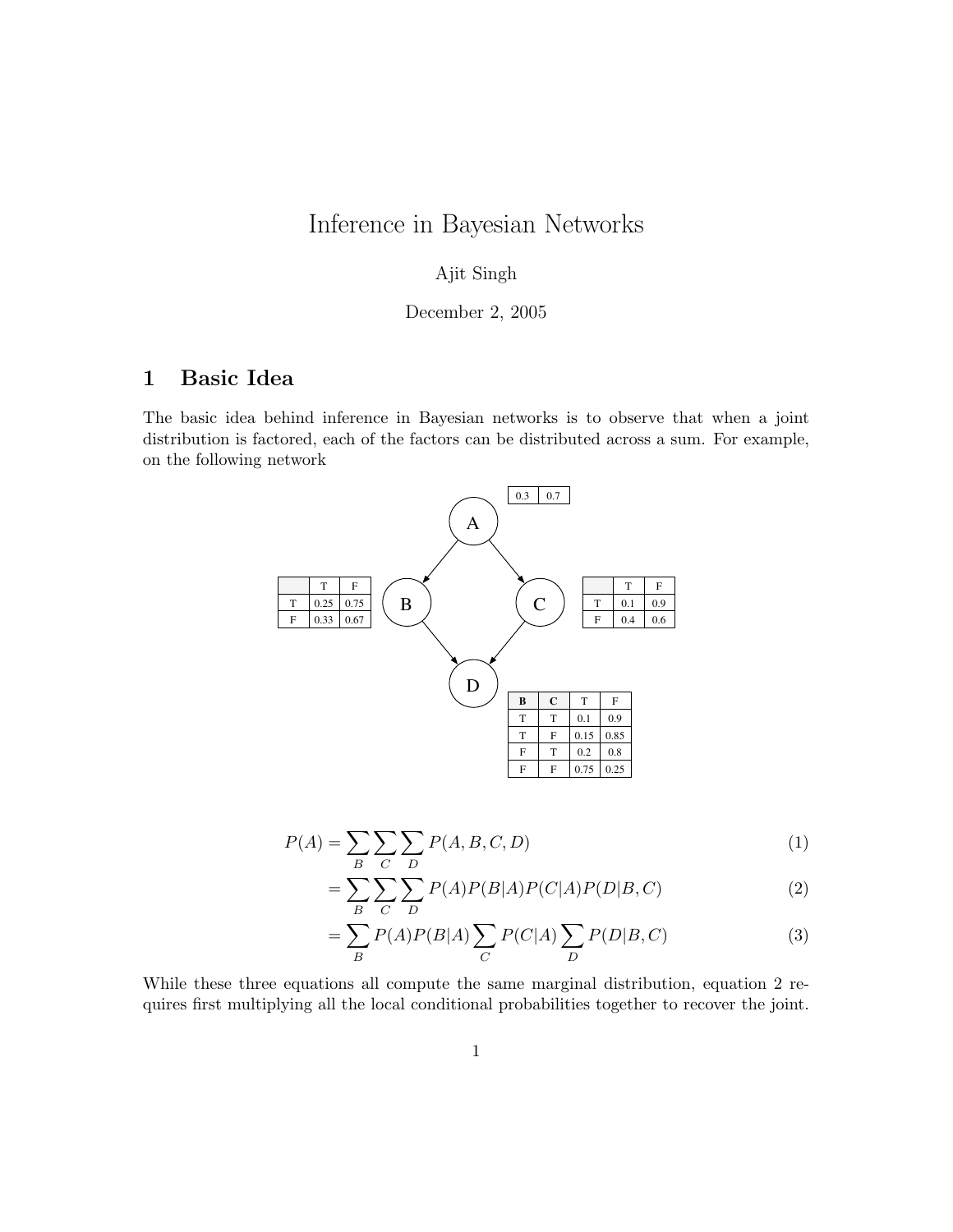# Inference in Bayesian Networks

Ajit Singh

December 2, 2005

## 1 Basic Idea

The basic idea behind inference in Bayesian networks is to observe that when a joint distribution is factored, each of the factors can be distributed across a sum. For example, on the following network

| | |
|---|---|
| 0.3 | 0.7 |

| | T | F |
|---|---|---|
| T | 0.25 | 0.75 |
| F | 0.33 | 0.67 |

| | T | F |
|---|---|---|
| T | 0.1 | 0.9 |
| F | 0.4 | 0.6 |

| **B** | **C** | T | F |
|---|---|---|---|
| T | T | 0.1 | 0.9 |
| T | F | 0.15 | 0.85 |
| F | T | 0.2 | 0.8 |
| F | F | 0.75 | 0.25 |

$$P(A) = \sum_B \sum_C \sum_D P(A, B, C, D) \tag{1}$$

$$= \sum_B \sum_C \sum_D P(A)P(B|A)P(C|A)P(D|B, C) \tag{2}$$

$$= \sum_B P(A)P(B|A) \sum_C P(C|A) \sum_D P(D|B, C) \tag{3}$$

While these three equations all compute the same marginal distribution, equation 2 requires first multiplying all the local conditional probabilities together to recover the joint.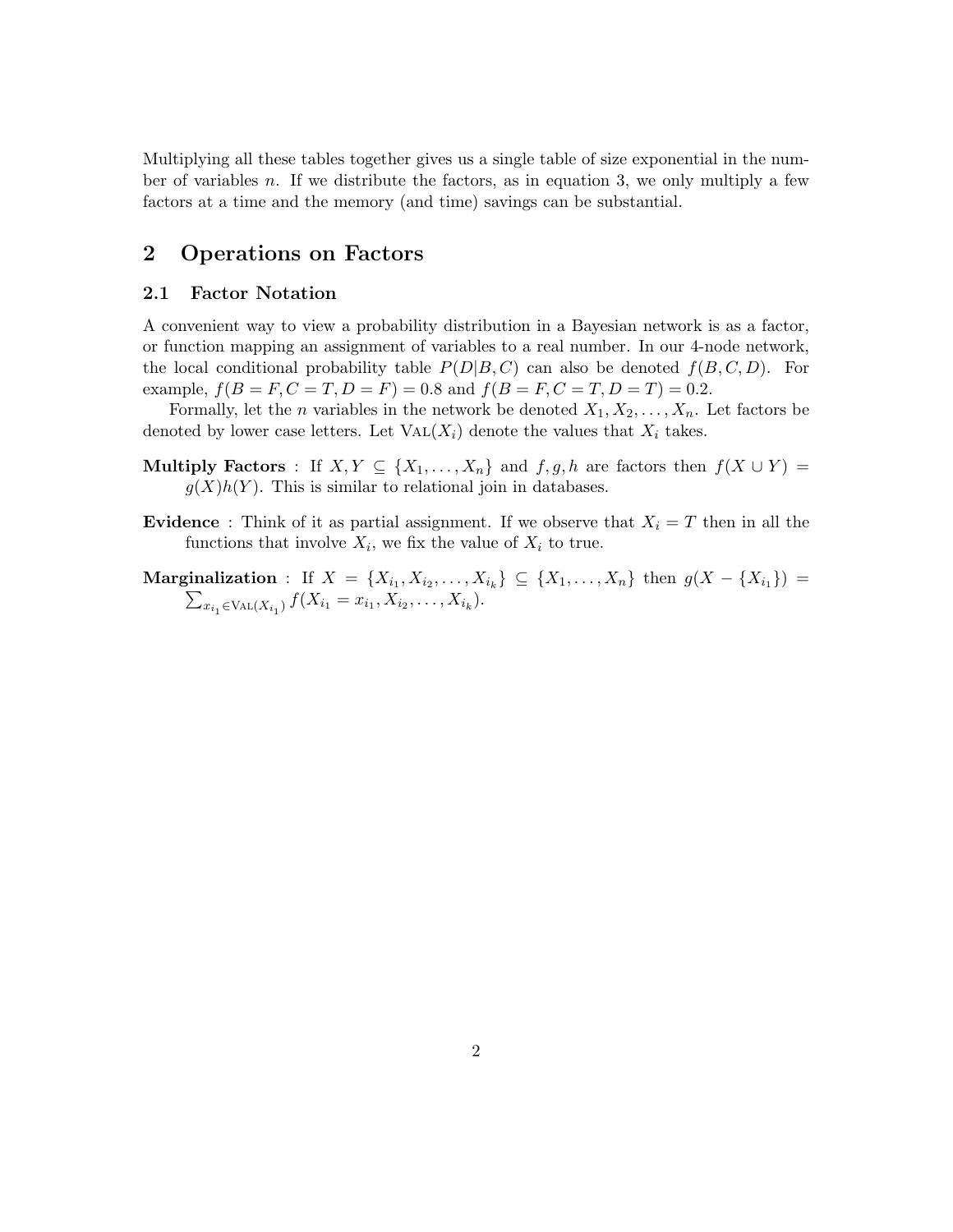Multiplying all these tables together gives us a single table of size exponential in the number of variables $n$. If we distribute the factors, as in equation 3, we only multiply a few factors at a time and the memory (and time) savings can be substantial.

## 2 Operations on Factors

### 2.1 Factor Notation

A convenient way to view a probability distribution in a Bayesian network is as a factor, or function mapping an assignment of variables to a real number. In our 4-node network, the local conditional probability table $P(D|B, C)$ can also be denoted $f(B, C, D)$. For example, $f(B = F, C = T, D = F) = 0.8$ and $f(B = F, C = T, D = T) = 0.2$.

Formally, let the $n$ variables in the network be denoted $X_1, X_2, \ldots, X_n$. Let factors be denoted by lower case letters. Let $\text{VAL}(X_i)$ denote the values that $X_i$ takes.

**Multiply Factors** : If $X, Y \subseteq \{X_1, \ldots, X_n\}$ and $f, g, h$ are factors then $f(X \cup Y) = g(X)h(Y)$. This is similar to relational join in databases.

**Evidence** : Think of it as partial assignment. If we observe that $X_i = T$ then in all the functions that involve $X_i$, we fix the value of $X_i$ to true.

**Marginalization** : If $X = \{X_{i_1}, X_{i_2}, \ldots, X_{i_k}\} \subseteq \{X_1, \ldots, X_n\}$ then $g(X - \{X_{i_1}\}) = \sum_{x_{i_1} \in \text{VAL}(X_{i_1})} f(X_{i_1} = x_{i_1}, X_{i_2}, \ldots, X_{i_k})$.